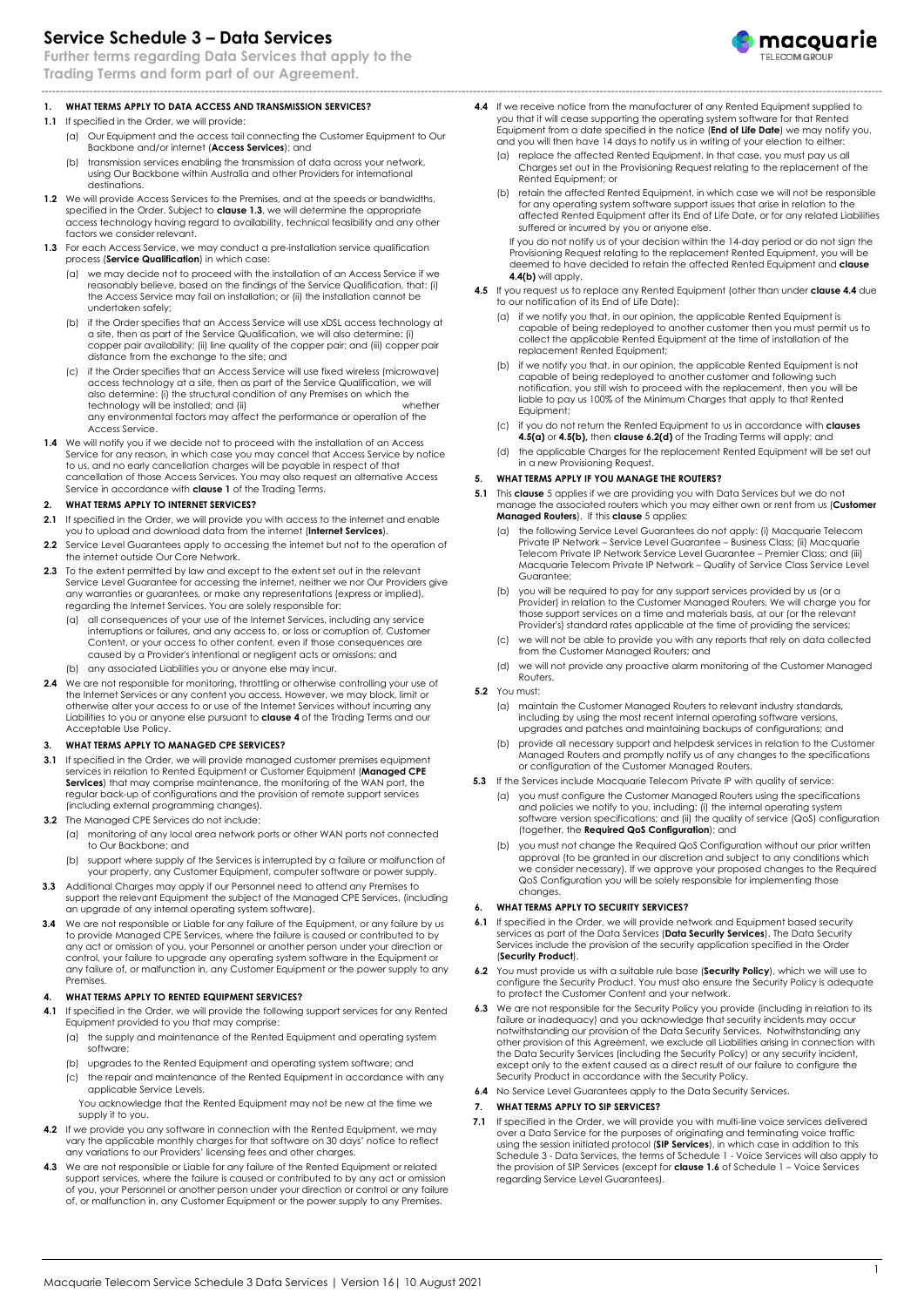# Service Schedule 3 – Data Services

**Further terms regarding Data Services that apply to the Trading Terms and form part of our Agreement.**

## 1. WHAT TERMS APPLY TO DATA ACCESS AND TRANSMISSION SERVICES?

**1.1** If specified in the Order, we will provide:

(a) Our Equipment and the access tail connecting the Customer Equipment to Our Backbone and/or internet (**Access Services**); and

(b) transmission services enabling the transmission of data across your network, using Our Backbone within Australia and other Providers for international destinations.

**1.2** We will provide Access Services to the Premises, and at the speeds or bandwidths, specified in the Order. Subject to **clause 1.3**, we will determine the appropriate access technology having regard to availability, technical feasibility and any other factors we consider relevant.

**1.3** For each Access Service, we may conduct a pre-installation service qualification process (**Service Qualification**) in which case:

(a) we may decide not to proceed with the installation of an Access Service if we reasonably believe, based on the findings of the Service Qualification, that: (i) the Access Service may fail on installation; or (ii) the installation cannot be undertaken safely;

(b) if the Order specifies that an Access Service will use xDSL access technology at a site, then as part of the Service Qualification, we will also determine: (i) copper pair availability; (ii) line quality of the copper pair; and (iii) copper pair distance from the exchange to the site; and

(c) if the Order specifies that an Access Service will use fixed wireless (microwave) access technology at a site, then as part of the Service Qualification, we will also determine: (i) the structural condition of any Premises on which the technology will be installed; and (ii) whether any environmental factors may affect the performance or operation of the Access Service.

**1.4** We will notify you if we decide not to proceed with the installation of an Access Service for any reason, in which case you may cancel that Access Service by notice to us, and no early cancellation charges will be payable in respect of that cancellation of those Access Services. You may also request an alternative Access Service in accordance with **clause 1** of the Trading Terms.

## 2. WHAT TERMS APPLY TO INTERNET SERVICES?

**2.1** If specified in the Order, we will provide you with access to the internet and enable you to upload and download data from the internet (**Internet Services**).

**2.2** Service Level Guarantees apply to accessing the internet but not to the operation of the internet outside Our Core Network.

**2.3** To the extent permitted by law and except to the extent set out in the relevant Service Level Guarantee for accessing the internet, neither we nor Our Providers give any warranties or guarantees, or make any representations (express or implied), regarding the Internet Services. You are solely responsible for:

(a) all consequences of your use of the Internet Services, including any service interruptions or failures, and any access to, or loss or corruption of, Customer Content, or your access to other content, even if those consequences are caused by a Provider's intentional or negligent acts or omissions; and

(b) any associated Liabilities you or anyone else may incur.

**2.4** We are not responsible for monitoring, throttling or otherwise controlling your use of the Internet Services or any content you access. However, we may block, limit or otherwise alter your access to or use of the Internet Services without incurring any Liabilities to you or anyone else pursuant to **clause 4** of the Trading Terms and our Acceptable Use Policy.

## 3. WHAT TERMS APPLY TO MANAGED CPE SERVICES?

**3.1** If specified in the Order, we will provide managed customer premises equipment services in relation to Rented Equipment or Customer Equipment (**Managed CPE Services**) that may comprise maintenance, the monitoring of the WAN port, the regular back-up of configurations and the provision of remote support services (including external programming changes).

**3.2** The Managed CPE Services do not include:

(a) monitoring of any local area network ports or other WAN ports not connected to Our Backbone; and

(b) support where supply of the Services is interrupted by a failure or malfunction of your property, any Customer Equipment, computer software or power supply.

**3.3** Additional Charges may apply if our Personnel need to attend any Premises to support the relevant Equipment the subject of the Managed CPE Services, (including an upgrade of any internal operating system software).

**3.4** We are not responsible or Liable for any failure of the Equipment, or any failure by us to provide Managed CPE Services, where the failure is caused or contributed to by any act or omission of you, your Personnel or another person under your direction or control, your failure to upgrade any operating system software in the Equipment or any failure of, or malfunction in, any Customer Equipment or the power supply to any Premises.

## 4. WHAT TERMS APPLY TO RENTED EQUIPMENT SERVICES?

**4.1** If specified in the Order, we will provide the following support services for any Rented Equipment provided to you that may comprise:

(a) the supply and maintenance of the Rented Equipment and operating system software;

(b) upgrades to the Rented Equipment and operating system software; and

(c) the repair and maintenance of the Rented Equipment in accordance with any applicable Service Levels.

You acknowledge that the Rented Equipment may not be new at the time we supply it to you.

**4.2** If we provide you any software in connection with the Rented Equipment, we may vary the applicable monthly charges for that software on 30 days' notice to reflect any variations to our Providers' licensing fees and other charges.

**4.3** We are not responsible or Liable for any failure of the Rented Equipment or related support services, where the failure is caused or contributed to by any act or omission of you, your Personnel or another person under your direction or control or any failure of, or malfunction in, any Customer Equipment or the power supply to any Premises.

**4.4** If we receive notice from the manufacturer of any Rented Equipment supplied to you that it will cease supporting the operating system software for that Rented Equipment from a date specified in the notice (**End of Life Date**) we may notify you, and you will then have 14 days to notify us in writing of your election to either:

(a) replace the affected Rented Equipment. In that case, you must pay us all Charges set out in the Provisioning Request relating to the replacement of the Rented Equipment; or

(b) retain the affected Rented Equipment, in which case we will not be responsible for any operating system software support issues that arise in relation to the affected Rented Equipment after its End of Life Date, or for any related Liabilities suffered or incurred by you or anyone else.

If you do not notify us of your decision within the 14-day period or do not sign the Provisioning Request relating to the replacement Rented Equipment, you will be deemed to have decided to retain the affected Rented Equipment and **clause 4.4(b)** will apply.

**4.5** If you request us to replace any Rented Equipment (other than under **clause 4.4** due to our notification of its End of Life Date):

(a) if we notify you that, in our opinion, the applicable Rented Equipment is capable of being redeployed to another customer then you must permit us to collect the applicable Rented Equipment at the time of installation of the replacement Rented Equipment;

(b) if we notify you that, in our opinion, the applicable Rented Equipment is not capable of being redeployed to another customer and following such notification, you still wish to proceed with the replacement, then you will be liable to pay us 100% of the Minimum Charges that apply to that Rented Equipment;

(c) if you do not return the Rented Equipment to us in accordance with **clauses 4.5(a)** or **4.5(b),** then **clause 6.2(d)** of the Trading Terms will apply; and

(d) the applicable Charges for the replacement Rented Equipment will be set out in a new Provisioning Request.

## 5. WHAT TERMS APPLY IF YOU MANAGE THE ROUTERS?

**5.1** This **clause** 5 applies if we are providing you with Data Services but we do not manage the associated routers which you may either own or rent from us (**Customer Managed Routers**). If this **clause** 5 applies:

(a) the following Service Level Guarantees do not apply: (i) Macquarie Telecom Private IP Network – Service Level Guarantee – Business Class; (ii) Macquarie Telecom Private IP Network Service Level Guarantee – Premier Class; and (iii) Macquarie Telecom Private IP Network – Quality of Service Class Service Level Guarantee;

(b) you will be required to pay for any support services provided by us (or a Provider) in relation to the Customer Managed Routers. We will charge you for those support services on a time and materials basis, at our (or the relevant Provider's) standard rates applicable at the time of providing the services;

(c) we will not be able to provide you with any reports that rely on data collected from the Customer Managed Routers; and

(d) we will not provide any proactive alarm monitoring of the Customer Managed Routers.

**5.2** You must:

(a) maintain the Customer Managed Routers to relevant industry standards, including by using the most recent internal operating software versions, upgrades and patches and maintaining backups of configurations; and

(b) provide all necessary support and helpdesk services in relation to the Customer Managed Routers and promptly notify us of any changes to the specifications or configuration of the Customer Managed Routers.

**5.3** If the Services include Macquarie Telecom Private IP with quality of service:

(a) you must configure the Customer Managed Routers using the specifications and policies we notify to you, including: (i) the internal operating system software version specifications; and (ii) the quality of service (QoS) configuration (together, the **Required QoS Configuration**); and

(b) you must not change the Required QoS Configuration without our prior written approval (to be granted in our discretion and subject to any conditions which we consider necessary). If we approve your proposed changes to the Required QoS Configuration you will be solely responsible for implementing those changes.

## 6. WHAT TERMS APPLY TO SECURITY SERVICES?

**6.1** If specified in the Order, we will provide network and Equipment based security services as part of the Data Services (**Data Security Services**). The Data Security Services include the provision of the security application specified in the Order (**Security Product**).

**6.2** You must provide us with a suitable rule base (**Security Policy**), which we will use to configure the Security Product. You must also ensure the Security Policy is adequate to protect the Customer Content and your network.

**6.3** We are not responsible for the Security Policy you provide (including in relation to its failure or inadequacy) and you acknowledge that security incidents may occur notwithstanding our provision of the Data Security Services. Notwithstanding any other provision of this Agreement, we exclude all Liabilities arising in connection with the Data Security Services (including the Security Policy) or any security incident, except only to the extent caused as a direct result of our failure to configure the Security Product in accordance with the Security Policy.

**6.4** No Service Level Guarantees apply to the Data Security Services.

## 7. WHAT TERMS APPLY TO SIP SERVICES?

**7.1** If specified in the Order, we will provide you with multi-line voice services delivered over a Data Service for the purposes of originating and terminating voice traffic using the session initiated protocol (**SIP Services**), in which case in addition to this Schedule 3 - Data Services, the terms of Schedule 1 - Voice Services will also apply to the provision of SIP Services (except for **clause 1.6** of Schedule 1 – Voice Services regarding Service Level Guarantees).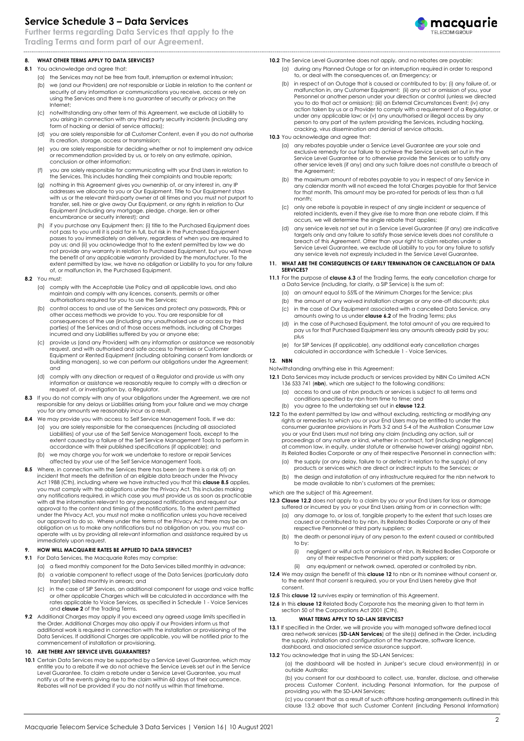# Service Schedule 3 – Data Services

**Further terms regarding Data Services that apply to the Trading Terms and form part of our Agreement.**

## 8. WHAT OTHER TERMS APPLY TO DATA SERVICES?

**8.1** You acknowledge and agree that:

(a) the Services may not be free from fault, interruption or external intrusion;

(b) we (and our Providers) are not responsible or Liable in relation to the content or security of any information or communications you receive, access or rely on using the Services and there is no guarantee of security or privacy on the Internet;

(c) notwithstanding any other term of this Agreement, we exclude all Liability to you arising in connection with any third party security incidents (including any form of hacking or denial of service attacks);

(d) you are solely responsible for all Customer Content, even if you do not authorise its creation, storage, access or transmission;

(e) you are solely responsible for deciding whether or not to implement any advice or recommendation provided by us, or to rely on any estimate, opinion, conclusion or other information;

(f) you are solely responsible for communicating with your End Users in relation to the Services. This includes handling their complaints and trouble reports;

(g) nothing in this Agreement gives you ownership of, or any interest in, any IP addresses we allocate to you or Our Equipment. Title to Our Equipment stays with us or the relevant third-party owner at all times and you must not purport to transfer, sell, hire or give away Our Equipment, or any rights in relation to Our Equipment (including any mortgage, pledge, charge, lien or other encumbrance or security interest); and

(h) if you purchase any Equipment then: (i) title to the Purchased Equipment does not pass to you until it is paid for in full, but risk in the Purchased Equipment passes to you immediately on delivery, regardless of when you are required to pay us; and (ii) you acknowledge that to the extent permitted by law we do not provide any warranty in relation to Purchased Equipment, but you will have the benefit of any applicable warranty provided by the manufacturer. To the extent permitted by law, we have no obligation or Liability to you for any failure of, or malfunction in, the Purchased Equipment.

**8.2** You must:

(a) comply with the Acceptable Use Policy and all applicable laws, and also maintain and comply with any licences, consents, permits or other authorisations required for you to use the Services;

(b) control access to and use of the Services and protect any passwords, PINs or other access methods we provide to you. You are responsible for all consequences of the use (including any unauthorised use or access by third parties) of the Services and of those access methods, including all Charges incurred and any Liabilities suffered by you or anyone else;

(c) provide us (and any Providers) with any information or assistance we reasonably request, and with authorised and safe access to Premises or Customer Equipment or Rented Equipment (including obtaining consent from landlords or building managers), so we can perform our obligations under the Agreement; and

(d) comply with any direction or request of a Regulator and provide us with any information or assistance we reasonably require to comply with a direction or request of, or investigation by, a Regulator.

**8.3** If you do not comply with any of your obligations under the Agreement, we are not responsible for any delays or Liabilities arising from your failure and we may charge you for any amounts we reasonably incur as a result.

**8.4** We may provide you with access to Self Service Management Tools. If we do:

(a) you are solely responsible for the consequences (including all associated Liabilities) of your use of the Self Service Management Tools, except to the extent caused by a failure of the Self Service Management Tools to perform in accordance with their published specifications (if applicable); and

(b) we may charge you for work we undertake to restore or repair Services affected by your use of the Self Service Management Tools.

**8.5** Where, in connection with the Services there has been (or there is a risk of) an incident that meets the definition of an eligible data breach under the Privacy Act 1988 (Cth), including where we have instructed you that this **clause 8.5** applies, you must comply with the obligations under the Privacy Act. This includes making any notifications required, in which case you must provide us as soon as practicable with all the information relevant to any proposed notifications and request our approval to the content and timing of the notifications. To the extent permitted under the Privacy Act, you must not make a notification unless you have received our approval to do so. Where under the terms of the Privacy Act there may be an obligation on us to make any notifications but no obligation on you, you must co-operate with us by providing all relevant information and assistance required by us immediately upon request.

## 9. HOW WILL MACQUARIE RATES BE APPLIED TO DATA SERVICES?

**9.1** For Data Services, the Macquarie Rates may comprise:

(a) a fixed monthly component for the Data Services billed monthly in advance;

(b) a variable component to reflect usage of the Data Services (particularly data transfer) billed monthly in arrears; and

(c) in the case of SIP Services, an additional component for usage and voice traffic or other applicable Charges which will be calculated in accordance with the rates applicable to Voice Services, as specified in Schedule 1 - Voice Services and **clause 2** of the Trading Terms.

**9.2** Additional Charges may apply if you exceed any agreed usage limits specified in the Order. Additional Charges may also apply if our Providers inform us that additional work is required in connection with the installation or provisioning of the Data Services. If additional Charges are applicable, you will be notified prior to the commencement of installation or provisioning.

## 10. ARE THERE ANY SERVICE LEVEL GUARANTEES?

**10.1** Certain Data Services may be supported by a Service Level Guarantee, which may entitle you to a rebate if we do not achieve the Service Levels set out in the Service Level Guarantee. To claim a rebate under a Service Level Guarantee, you must notify us of the events giving rise to the claim within 60 days of their occurrence. Rebates will not be provided if you do not notify us within that timeframe.

**10.2** The Service Level Guarantee does not apply, and no rebates are payable:

(a) during any Planned Outage or for an interruption required in order to respond to, or deal with the consequences of, an Emergency; or

(b) in respect of an Outage that is caused or contributed to by: (i) any failure of, or malfunction in, any Customer Equipment; (ii) any act or omission of you, your Personnel or another person under your direction or control (unless we directed you to do that act or omission); (iii) an External Circumstances Event; (iv) any action taken by us or a Provider to comply with a requirement of a Regulator, or under any applicable law; or (v) any unauthorised or illegal access by any person to any part of the system providing the Services, including hacking, cracking, virus dissemination and denial of service attacks.

**10.3** You acknowledge and agree that:

(a) any rebates payable under a Service Level Guarantee are your sole and exclusive remedy for our failure to achieve the Service Levels set out in the Service Level Guarantee or to otherwise provide the Services or to satisfy any other service levels (if any) and any such failure does not constitute a breach of the Agreement;

(b) the maximum amount of rebates payable to you in respect of any Service in any calendar month will not exceed the total Charges payable for that Service for that month. This amount may be pro-rated for periods of less than a full month;

(c) only one rebate is payable in respect of any single incident or sequence of related incidents, even if they give rise to more than one rebate claim. If this occurs, we will determine the single rebate that applies;

(d) any service levels not set out in a Service Level Guarantee (if any) are indicative targets only and any failure to satisfy those service levels does not constitute a breach of this Agreement. Other than your right to claim rebates under a Service Level Guarantee, we exclude all Liability to you for any failure to satisfy any service levels not expressly included in the Service Level Guarantee.

## 11. WHAT ARE THE CONSEQUENCES OF EARLY TERMINATION OR CANCELLATION OF DATA SERVICES?

**11.1** For the purpose of **clause 6.3** of the Trading Terms, the early cancellation charge for a Data Service (including, for clarity, a SIP Service) is the sum of:

(a) an amount equal to 55% of the Minimum Charges for the Service; plus

(b) the amount of any waived installation charges or any one-off discounts; plus

(c) in the case of Our Equipment associated with a cancelled Data Service, any amounts owing to us under **clause 6.2** of the Trading Terms; plus

(d) in the case of Purchased Equipment, the total amount of you are required to pay us for that Purchased Equipment less any amounts already paid by you; plus

(e) for SIP Services (if applicable), any additional early cancellation charges calculated in accordance with Schedule 1 - Voice Services.

## 12. NBN

Notwithstanding anything else in this Agreement:

**12.1** Data Services may include products or services provided by NBN Co Limited ACN 136 533 741 (**nbn**), which are subject to the following conditions:

(a) access to and use of nbn products or services is subject to all terms and conditions specified by nbn from time to time; and

(b) you agree to the undertaking set out in **clause 12.2**.

**12.2** To the extent permitted by law and without excluding, restricting or modifying any rights or remedies to which you or your End Users may be entitled to under the consumer guarantee provisions in Parts 3-2 and 5-4 of the Australian Consumer Law you or your End Users must not bring any claim (including any action, suit or proceedings of any nature or kind, whether in contract, tort (including negligence) at common law, in equity, under statute or otherwise however arising) against nbn, its Related Bodies Corporate or any of their respective Personnel in connection with:

(a) the supply (or any delay, failure to or defect in relation to the supply) of any products or services which are direct or indirect inputs to the Services; or

(b) the design and installation of any infrastructure required for the nbn network to be made available to nbn's customers at the premises;

which are the subject of this Agreement.

**12.3** **Clause 12.2** does not apply to a claim by you or your End Users for loss or damage suffered or incurred by you or your End Users arising from or in connection with:

(a) any damage to, or loss of, tangible property to the extent that such losses are caused or contributed to by nbn, its Related Bodies Corporate or any of their respective Personnel or third party suppliers; or

(b) the death or personal injury of any person to the extent caused or contributed to by:

(i) negligent or wilful acts or omissions of nbn, its Related Bodies Corporate or any of their respective Personnel or third party suppliers; or

(ii) any equipment or network owned, operated or controlled by nbn.

**12.4** We may assign the benefit of this **clause 12** to nbn or its nominee without consent or, to the extent that consent is required, you or your End Users hereby give that consent.

**12.5** This **clause 12** survives expiry or termination of this Agreement.

**12.6** In this **clause 12** Related Body Corporate has the meaning given to that term in section 50 of the Corporations Act 2001 (Cth).

## 13. WHAT TERMS APPLY TO SD-LAN SERVICES?

**13.1** If specified in the Order, we will provide you with managed software defined local area network services (**SD-LAN Services**) at the site(s) defined in the Order, including the supply, installation and configuration of the hardware, software licence, dashboard, and associated service assurance support.

**13.2** You acknowledge that in using the SD-LAN Services:

(a) the dashboard will be hosted in Juniper's secure cloud environment(s) in or outside Australia;

(b) you consent for our dashboard to collect, use, transfer, disclose, and otherwise process Customer Content, including Personal Information, for the purpose of providing you with the SD-LAN Services;

(c) you consent that as a result of such offshore hosting arrangements outlined in this clause 13.2 above that such Customer Content (including Personal Information)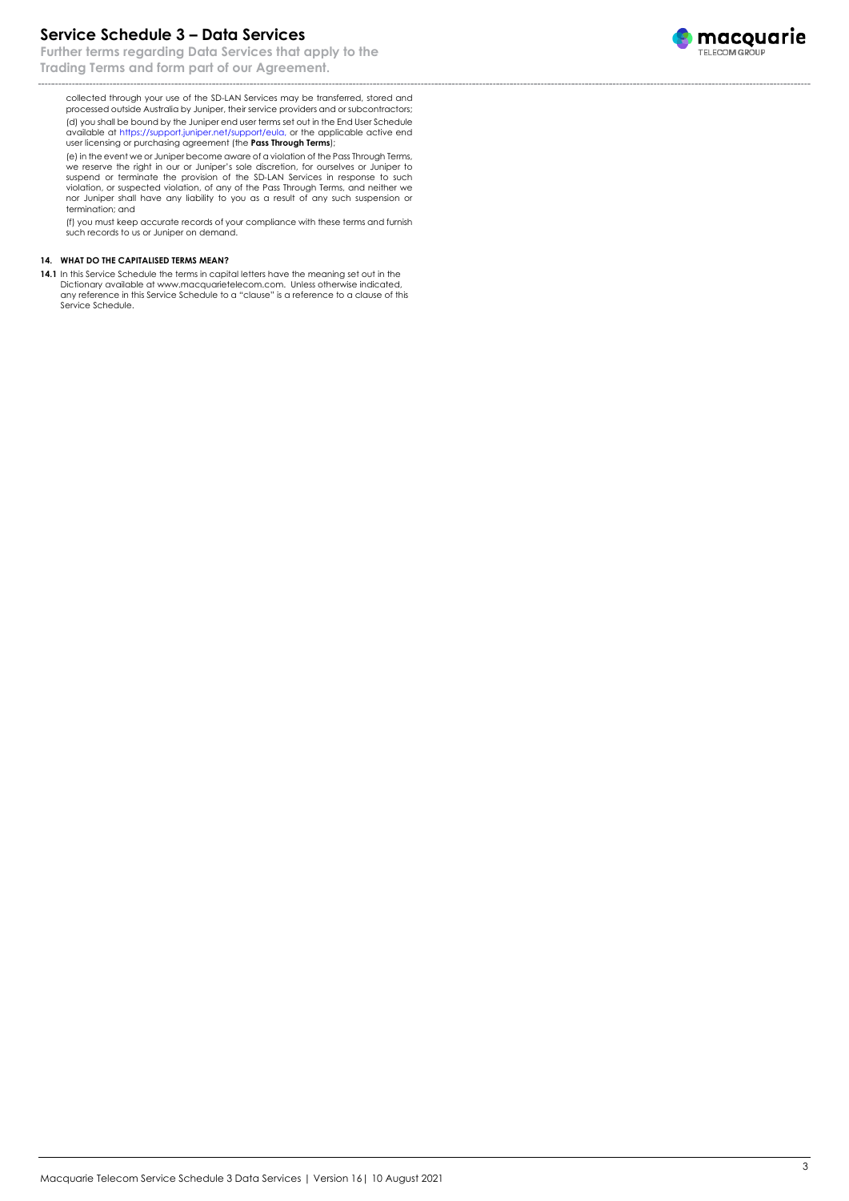collected through your use of the SD-LAN Services may be transferred, stored and processed outside Australia by Juniper, their service providers and or subcontractors;

(d) you shall be bound by the Juniper end user terms set out in the End User Schedule available at https://support.juniper.net/support/eula, or the applicable active end user licensing or purchasing agreement (the **Pass Through Terms**);

(e) in the event we or Juniper become aware of a violation of the Pass Through Terms, we reserve the right in our or Juniper's sole discretion, for ourselves or Juniper to suspend or terminate the provision of the SD-LAN Services in response to such violation, or suspected violation, of any of the Pass Through Terms, and neither we nor Juniper shall have any liability to you as a result of any such suspension or termination; and

(f) you must keep accurate records of your compliance with these terms and furnish such records to us or Juniper on demand.

## 14. WHAT DO THE CAPITALISED TERMS MEAN?

**14.1** In this Service Schedule the terms in capital letters have the meaning set out in the Dictionary available at www.macquarietelecom.com. Unless otherwise indicated, any reference in this Service Schedule to a "clause" is a reference to a clause of this Service Schedule.